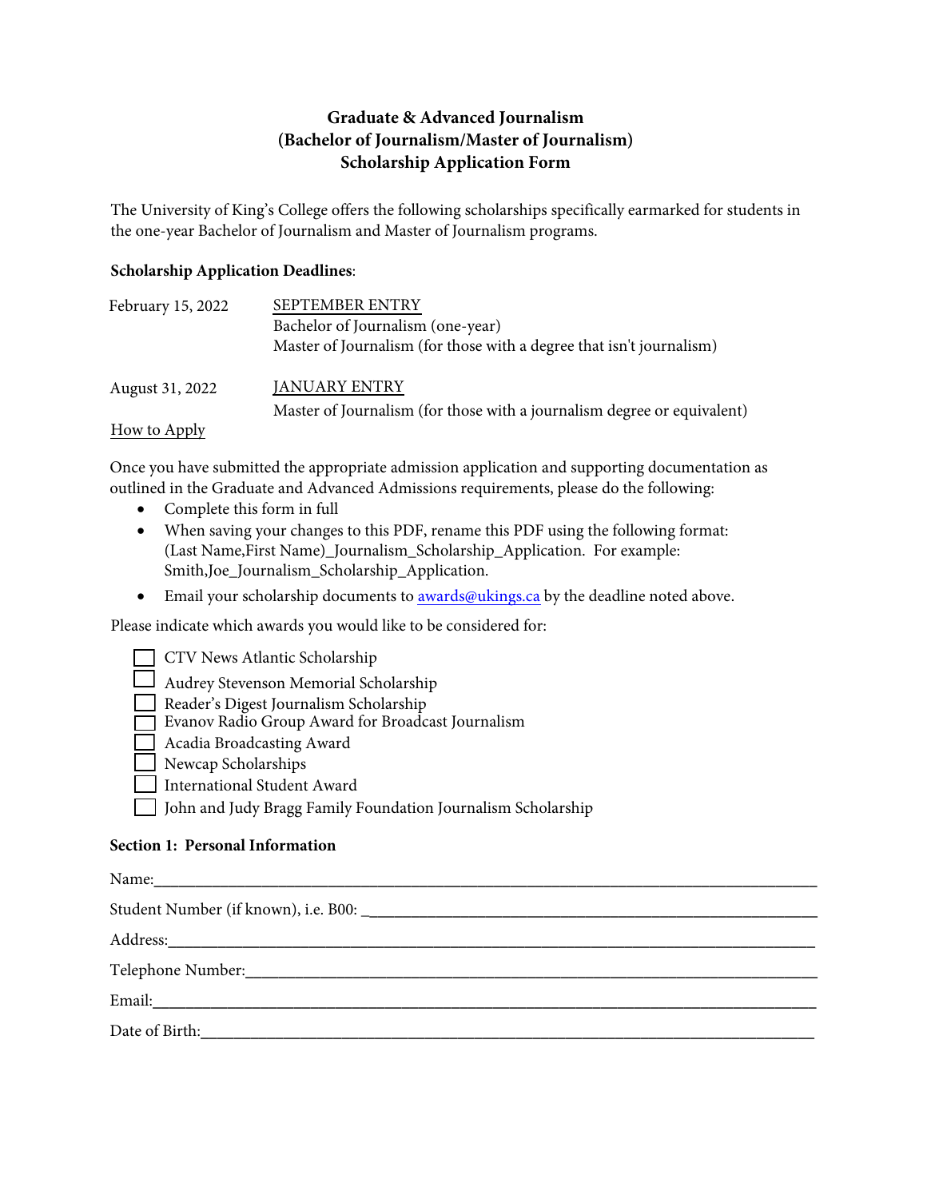# Graduate & Advanced Journalism
# (Bachelor of Journalism/Master of Journalism)
# Scholarship Application Form

The University of King's College offers the following scholarships specifically earmarked for students in the one-year Bachelor of Journalism and Master of Journalism programs.

**Scholarship Application Deadlines**:

| | |
|---|---|
| February 15, 2022 | SEPTEMBER ENTRY<br>Bachelor of Journalism (one-year)<br>Master of Journalism (for those with a degree that isn't journalism) |
| August 31, 2022 | JANUARY ENTRY<br>Master of Journalism (for those with a journalism degree or equivalent) |

How to Apply

Once you have submitted the appropriate admission application and supporting documentation as outlined in the Graduate and Advanced Admissions requirements, please do the following:

- Complete this form in full
- When saving your changes to this PDF, rename this PDF using the following format: (Last Name,First Name)_Journalism_Scholarship_Application. For example: Smith,Joe_Journalism_Scholarship_Application.
- Email your scholarship documents to awards@ukings.ca by the deadline noted above.

Please indicate which awards you would like to be considered for:

- [ ] CTV News Atlantic Scholarship
- [ ] Audrey Stevenson Memorial Scholarship
- [ ] Reader's Digest Journalism Scholarship
- [ ] Evanov Radio Group Award for Broadcast Journalism
- [ ] Acadia Broadcasting Award
- [ ] Newcap Scholarships
- [ ] International Student Award
- [ ] John and Judy Bragg Family Foundation Journalism Scholarship

**Section 1: Personal Information**

Name:_______________________________________________

Student Number (if known), i.e. B00: _______________________________

Address:_______________________________________________

Telephone Number:_______________________________________

Email:_______________________________________________

Date of Birth:___________________________________________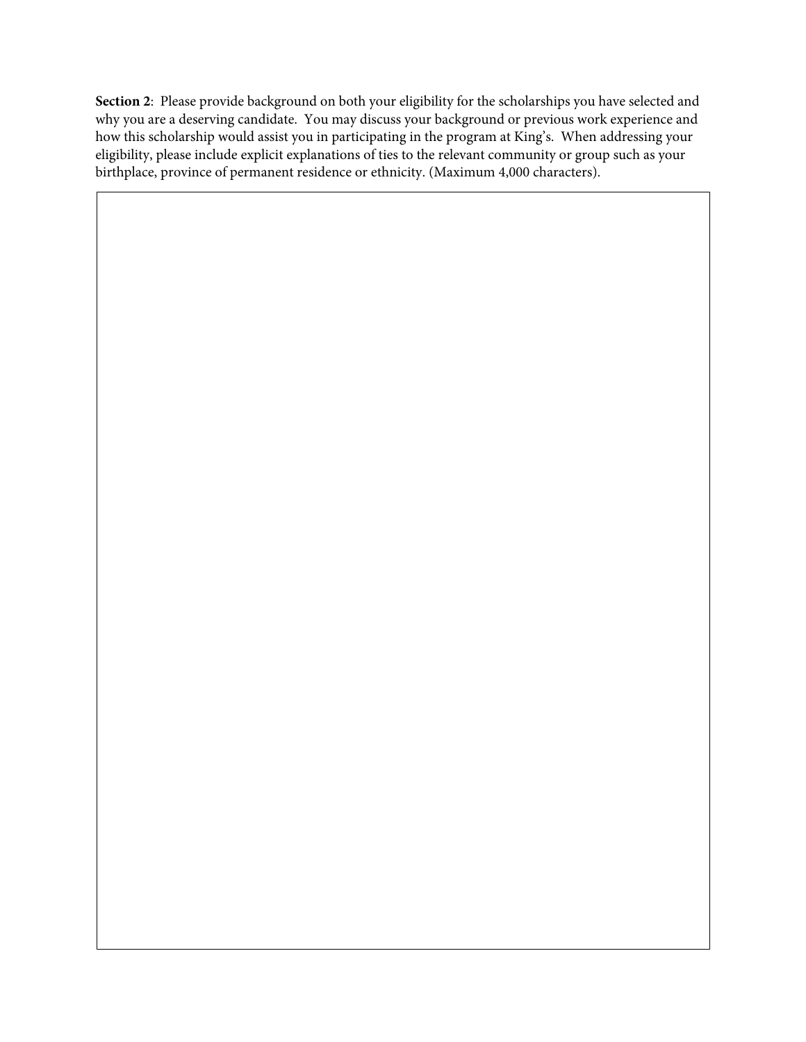**Section 2**: Please provide background on both your eligibility for the scholarships you have selected and why you are a deserving candidate. You may discuss your background or previous work experience and how this scholarship would assist you in participating in the program at King's. When addressing your eligibility, please include explicit explanations of ties to the relevant community or group such as your birthplace, province of permanent residence or ethnicity. (Maximum 4,000 characters).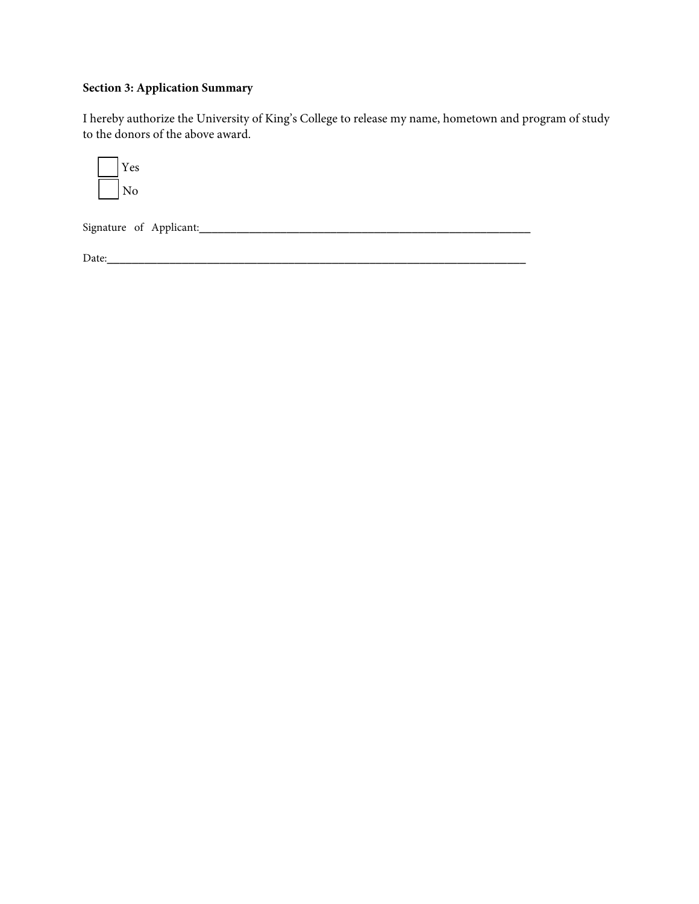**Section 3: Application Summary**

I hereby authorize the University of King's College to release my name, hometown and program of study to the donors of the above award.

☐ Yes
☐ No

Signature of Applicant:______________________________________________________________

Date:______________________________________________________________________________